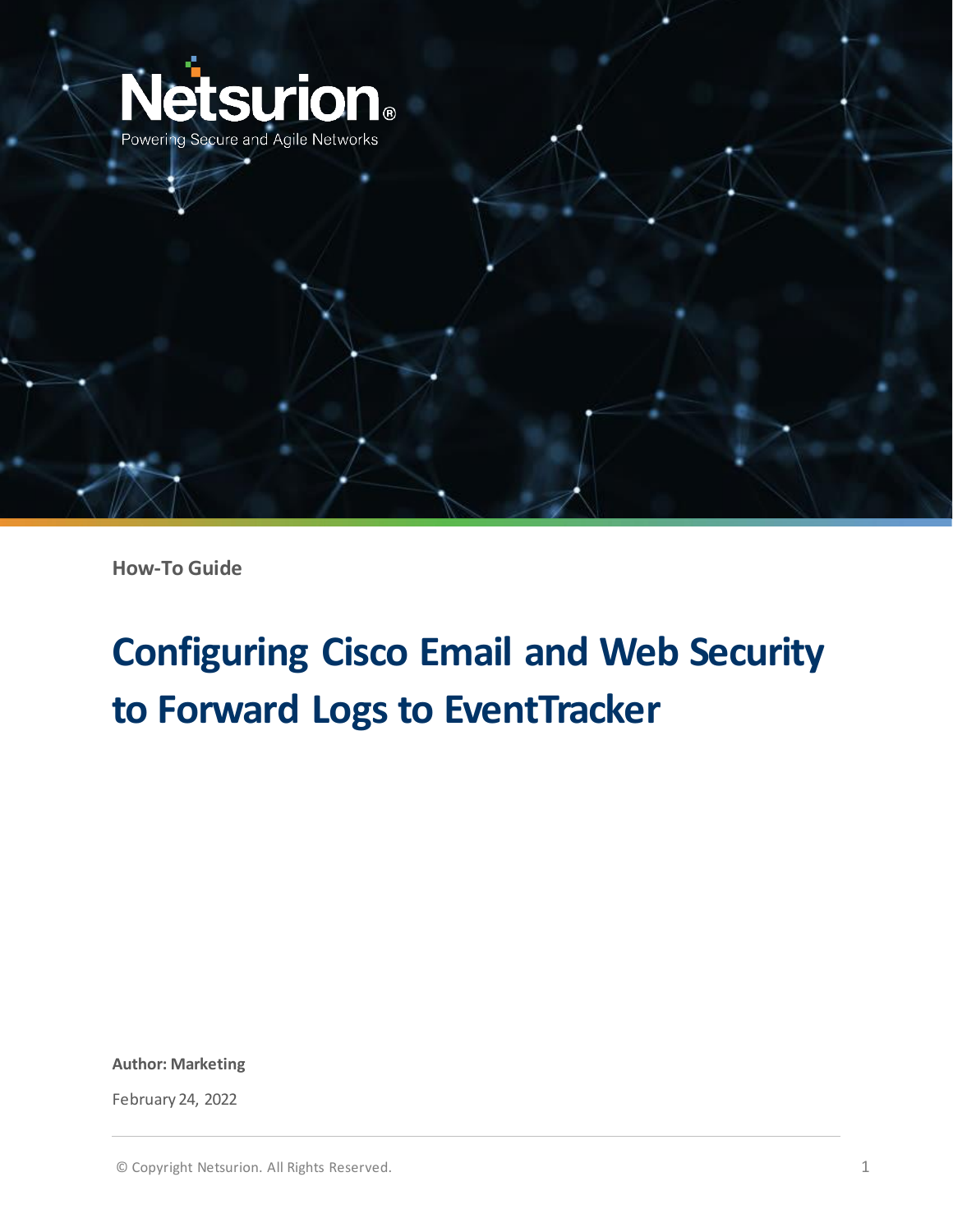Netsurion®

Powering Secure and Agile Networks

**How-To Guide**

# Configuring Cisco Email and Web Security to Forward Logs to EventTracker

**Author: Marketing**

February 24, 2022

© Copyright Netsurion. All Rights Reserved.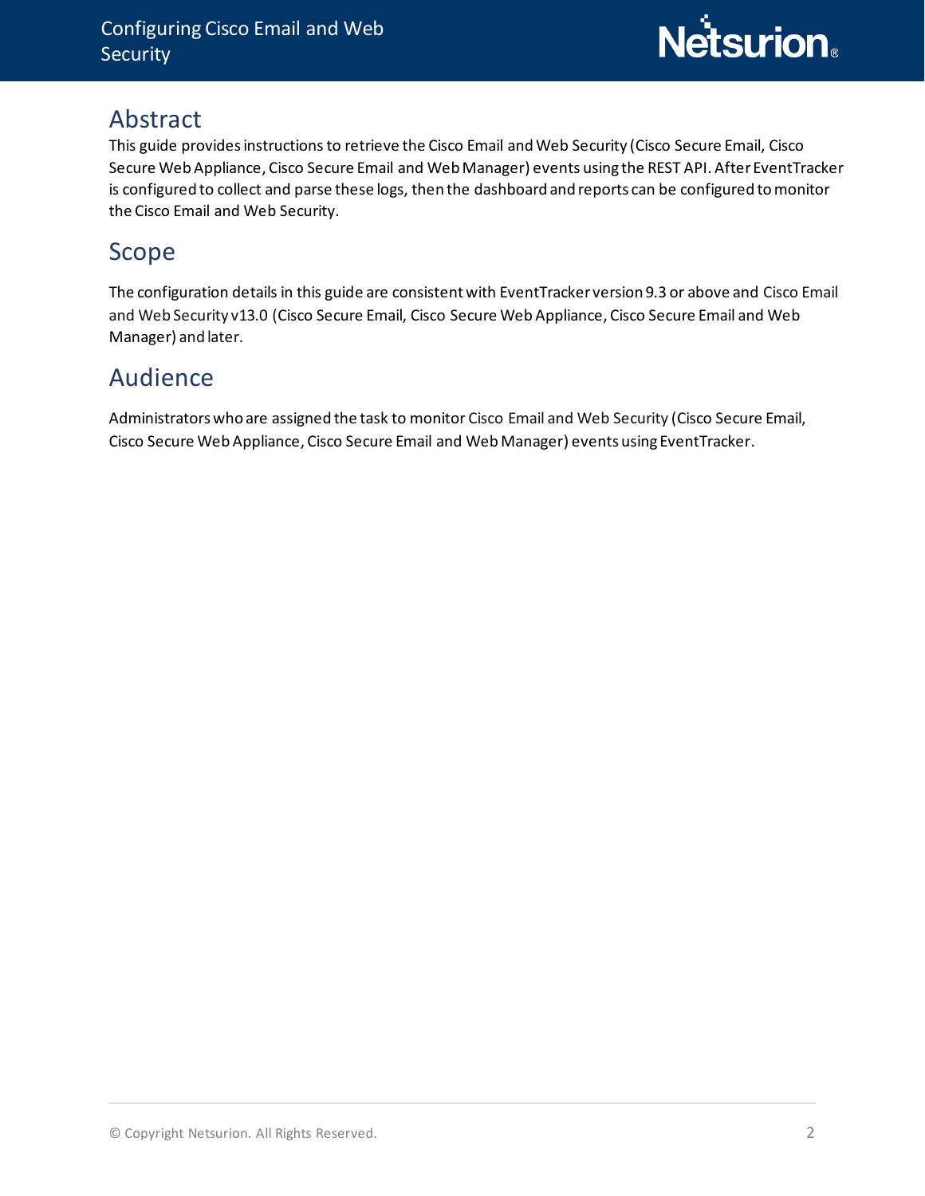# Abstract

This guide provides instructions to retrieve the Cisco Email and Web Security (Cisco Secure Email, Cisco Secure Web Appliance, Cisco Secure Email and Web Manager) events using the REST API. After EventTracker is configured to collect and parse these logs, then the dashboard and reports can be configured to monitor the Cisco Email and Web Security.

# Scope

The configuration details in this guide are consistent with EventTracker version 9.3 or above and Cisco Email and Web Security v13.0 (Cisco Secure Email, Cisco Secure Web Appliance, Cisco Secure Email and Web Manager) and later.

# Audience

Administrators who are assigned the task to monitor Cisco Email and Web Security (Cisco Secure Email, Cisco Secure Web Appliance, Cisco Secure Email and Web Manager) events using EventTracker.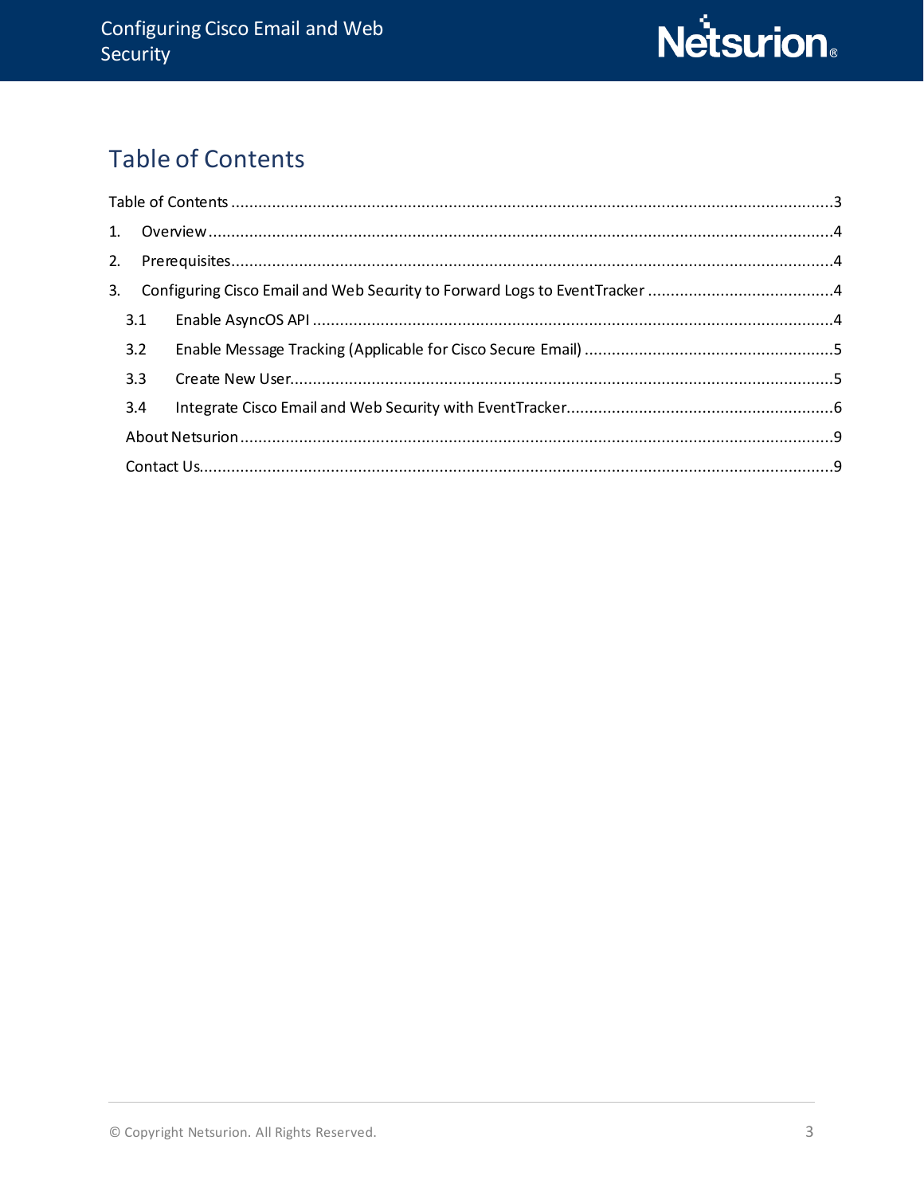# Table of Contents

Table of Contents ....................................................................................................................................3

1. Overview .........................................................................................................................................4

2. Prerequisites....................................................................................................................................4

3. Configuring Cisco Email and Web Security to Forward Logs to EventTracker .........................................4

   3.1 Enable AsyncOS API ...................................................................................................................4

   3.2 Enable Message Tracking (Applicable for Cisco Secure Email) .......................................................5

   3.3 Create New User.......................................................................................................................5

   3.4 Integrate Cisco Email and Web Security with EventTracker...........................................................6

   About Netsurion ...................................................................................................................................9

   Contact Us...........................................................................................................................................9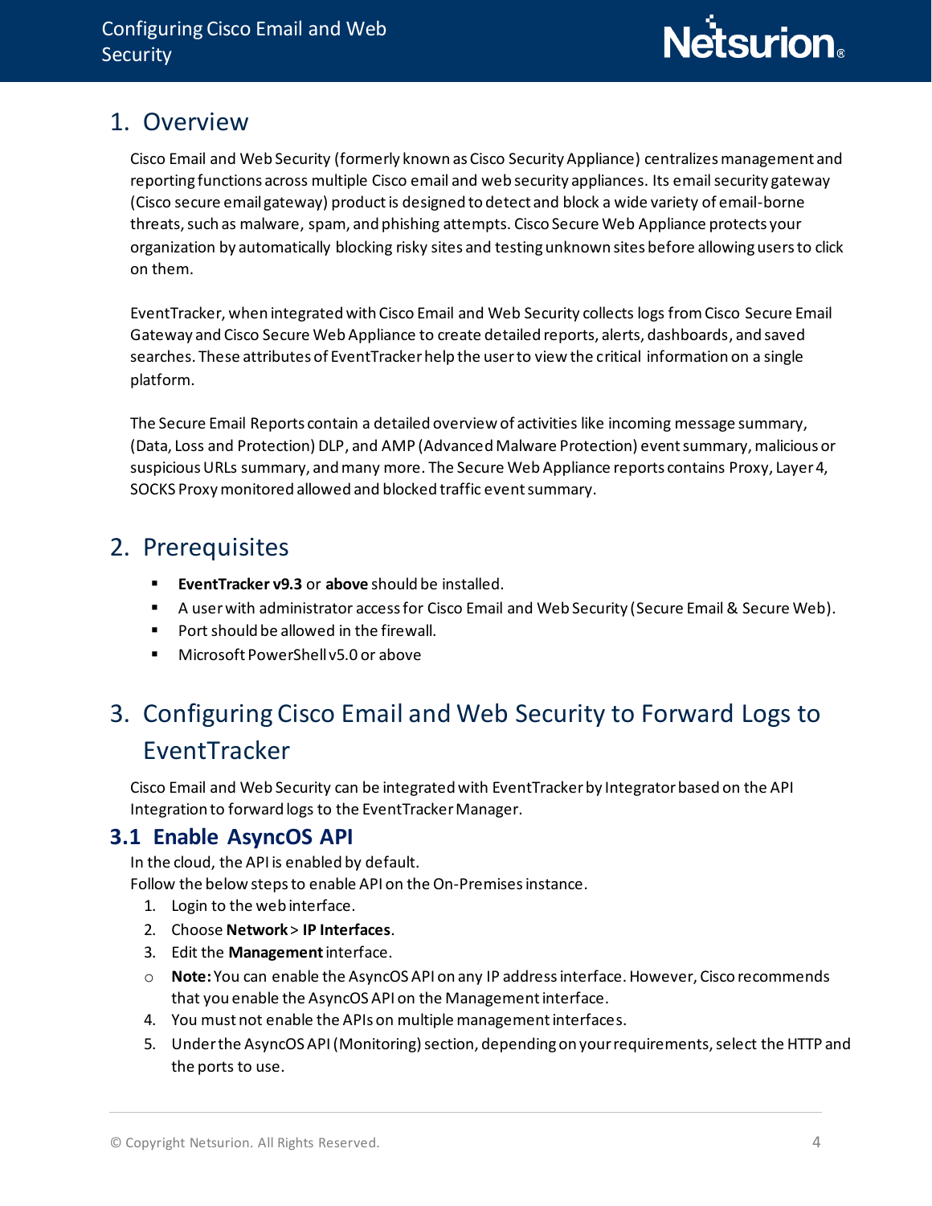# 1. Overview

Cisco Email and Web Security (formerly known as Cisco Security Appliance) centralizes management and reporting functions across multiple Cisco email and web security appliances. Its email security gateway (Cisco secure email gateway) product is designed to detect and block a wide variety of email-borne threats, such as malware, spam, and phishing attempts. Cisco Secure Web Appliance protects your organization by automatically blocking risky sites and testing unknown sites before allowing users to click on them.

EventTracker, when integrated with Cisco Email and Web Security collects logs from Cisco Secure Email Gateway and Cisco Secure Web Appliance to create detailed reports, alerts, dashboards, and saved searches. These attributes of EventTracker help the user to view the critical information on a single platform.

The Secure Email Reports contain a detailed overview of activities like incoming message summary, (Data, Loss and Protection) DLP, and AMP (Advanced Malware Protection) event summary, malicious or suspicious URLs summary, and many more. The Secure Web Appliance reports contains Proxy, Layer 4, SOCKS Proxy monitored allowed and blocked traffic event summary.

# 2. Prerequisites

- **EventTracker v9.3** or **above** should be installed.
- A user with administrator access for Cisco Email and Web Security (Secure Email & Secure Web).
- Port should be allowed in the firewall.
- Microsoft PowerShell v5.0 or above

# 3. Configuring Cisco Email and Web Security to Forward Logs to EventTracker

Cisco Email and Web Security can be integrated with EventTracker by Integrator based on the API Integration to forward logs to the EventTracker Manager.

## 3.1 Enable AsyncOS API

In the cloud, the API is enabled by default.
Follow the below steps to enable API on the On-Premises instance.

1. Login to the web interface.
2. Choose **Network** > **IP Interfaces**.
3. Edit the **Management** interface.
   - **Note:** You can enable the AsyncOS API on any IP address interface. However, Cisco recommends that you enable the AsyncOS API on the Management interface.
4. You must not enable the APIs on multiple management interfaces.
5. Under the AsyncOS API (Monitoring) section, depending on your requirements, select the HTTP and the ports to use.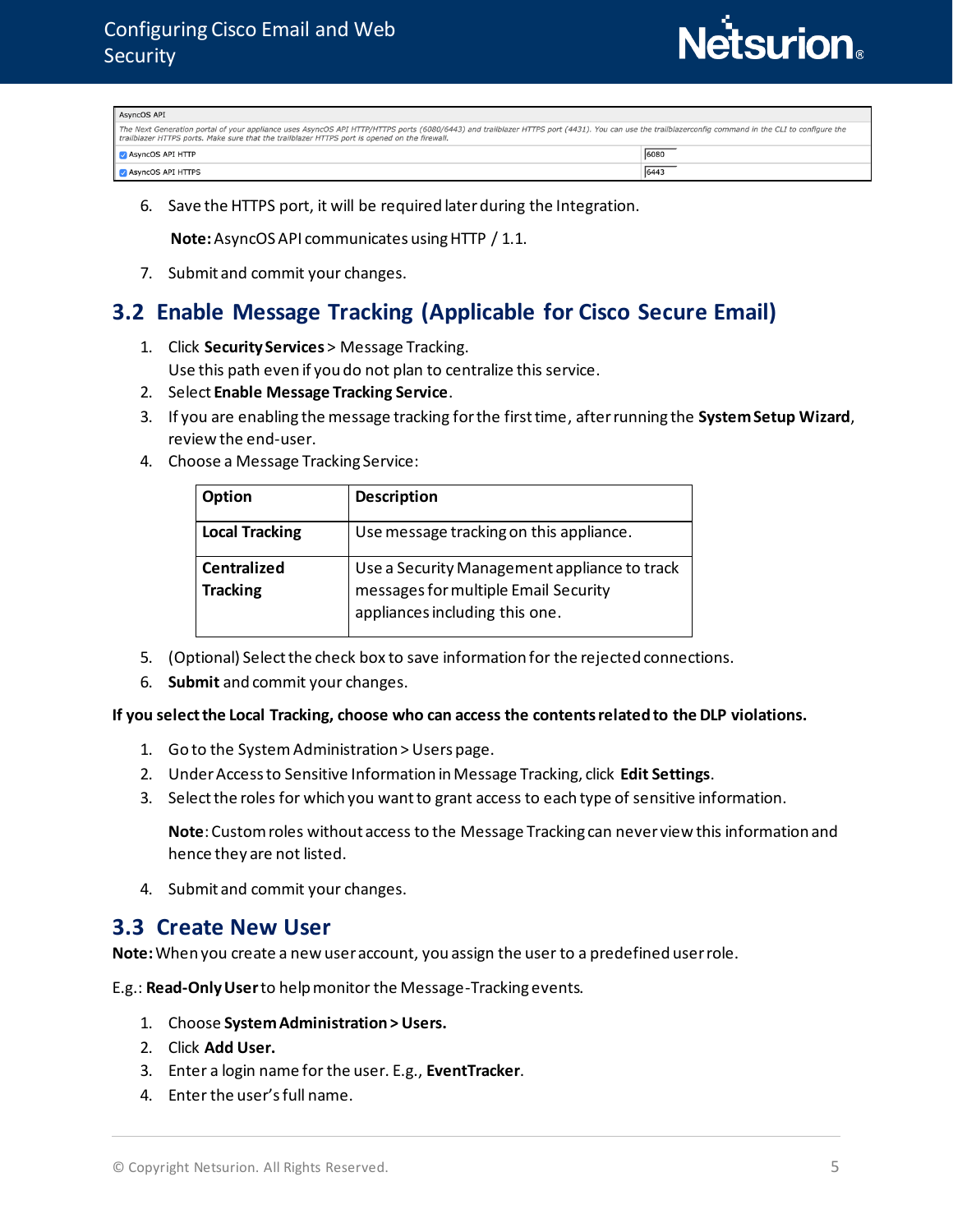| AsyncOS API | |
|---|---|
| The Next Generation portal of your appliance uses AsyncOS API HTTP/HTTPS ports (6080/6443) and trailblazer HTTPS port (4431). You can use the trailblazerconfig command in the CLI to configure the trailblazer HTTPS ports. Make sure that the trailblazer HTTPS port is opened on the firewall. | |
| ☑ AsyncOS API HTTP | 6080 |
| ☑ AsyncOS API HTTPS | 6443 |

6. Save the HTTPS port, it will be required later during the Integration.

   **Note:** AsyncOS API communicates using HTTP / 1.1.

7. Submit and commit your changes.

## 3.2 Enable Message Tracking (Applicable for Cisco Secure Email)

1. Click **Security Services** > Message Tracking.
   Use this path even if you do not plan to centralize this service.
2. Select **Enable Message Tracking Service**.
3. If you are enabling the message tracking for the first time, after running the **System Setup Wizard**, review the end-user.
4. Choose a Message Tracking Service:

| Option | Description |
|---|---|
| **Local Tracking** | Use message tracking on this appliance. |
| **Centralized Tracking** | Use a Security Management appliance to track messages for multiple Email Security appliances including this one. |

5. (Optional) Select the check box to save information for the rejected connections.
6. **Submit** and commit your changes.

**If you select the Local Tracking, choose who can access the contents related to the DLP violations.**

1. Go to the System Administration > Users page.
2. Under Access to Sensitive Information in Message Tracking, click **Edit Settings**.
3. Select the roles for which you want to grant access to each type of sensitive information.

   **Note**: Custom roles without access to the Message Tracking can never view this information and hence they are not listed.

4. Submit and commit your changes.

## 3.3 Create New User

**Note:** When you create a new user account, you assign the user to a predefined user role.

E.g.: **Read-Only User** to help monitor the Message-Tracking events.

1. Choose **System Administration > Users.**
2. Click **Add User.**
3. Enter a login name for the user. E.g., **EventTracker**.
4. Enter the user's full name.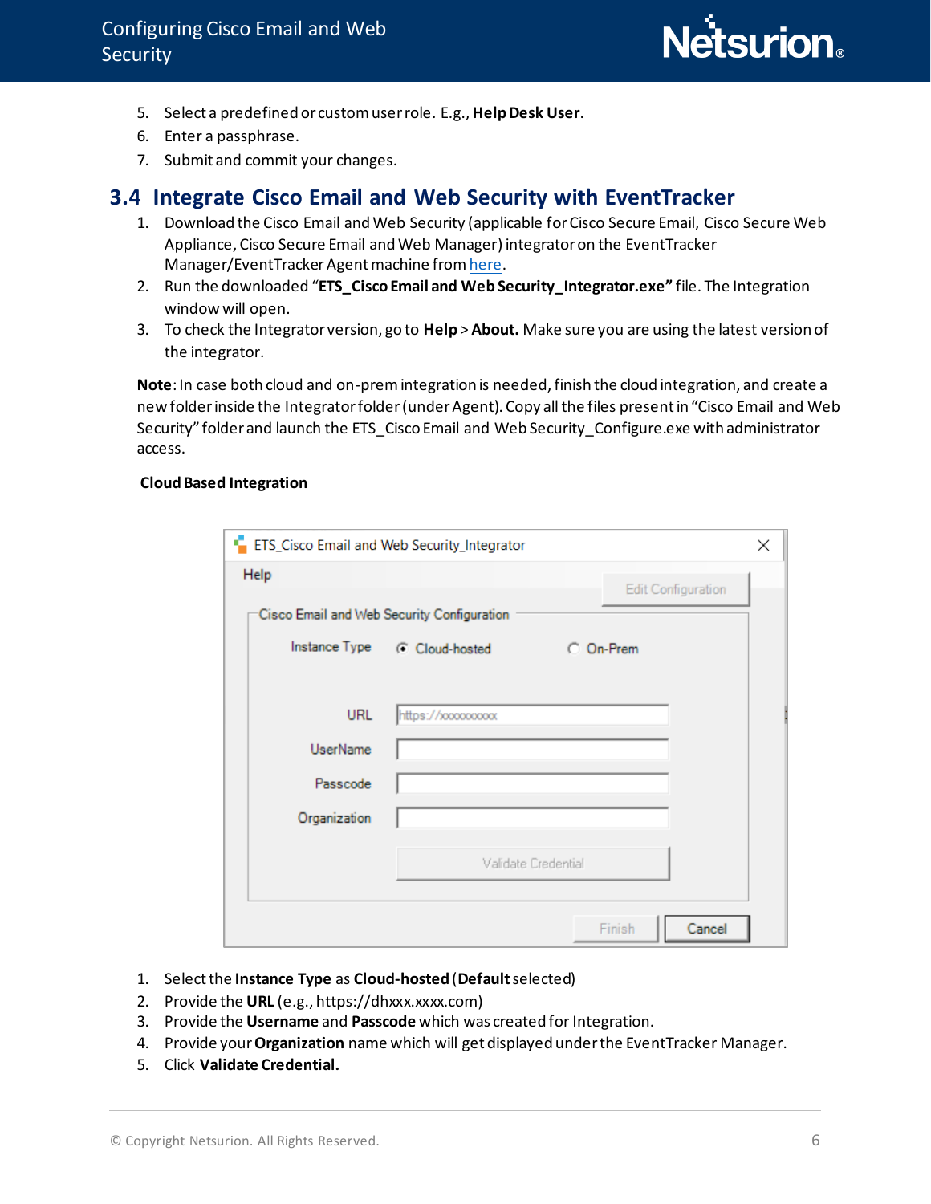5. Select a predefined or custom user role. E.g., **Help Desk User**.
6. Enter a passphrase.
7. Submit and commit your changes.

## 3.4 Integrate Cisco Email and Web Security with EventTracker

1. Download the Cisco Email and Web Security (applicable for Cisco Secure Email, Cisco Secure Web Appliance, Cisco Secure Email and Web Manager) integrator on the EventTracker Manager/EventTracker Agent machine from [here](here).
2. Run the downloaded "**ETS_Cisco Email and Web Security_Integrator.exe"** file. The Integration window will open.
3. To check the Integrator version, go to **Help** > **About.** Make sure you are using the latest version of the integrator.

**Note**: In case both cloud and on-prem integration is needed, finish the cloud integration, and create a new folder inside the Integrator folder (under Agent). Copy all the files present in "Cisco Email and Web Security" folder and launch the ETS_Cisco Email and Web Security_Configure.exe with administrator access.

**Cloud Based Integration**

1. Select the **Instance Type** as **Cloud-hosted** (**Default** selected)
2. Provide the **URL** (e.g., https://dhxxx.xxxx.com)
3. Provide the **Username** and **Passcode** which was created for Integration.
4. Provide your **Organization** name which will get displayed under the EventTracker Manager.
5. Click **Validate Credential.**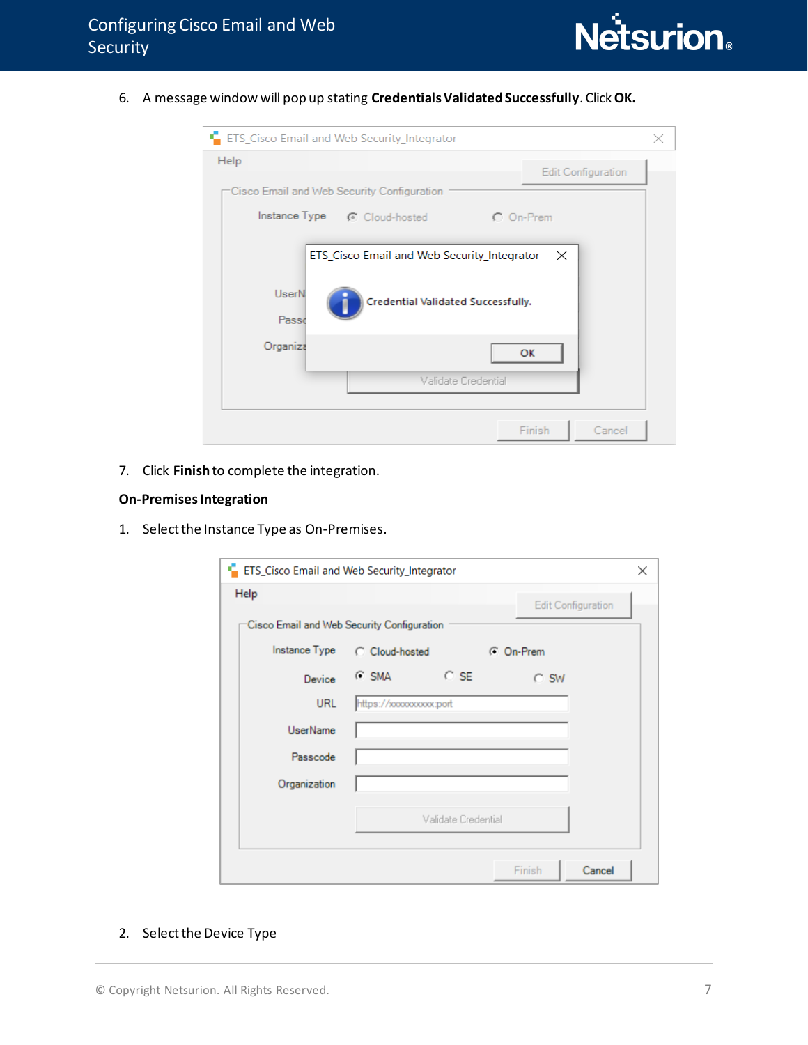6. A message window will pop up stating **Credentials Validated Successfully**. Click **OK.**

7. Click **Finish** to complete the integration.

**On-Premises Integration**

1. Select the Instance Type as On-Premises.

2. Select the Device Type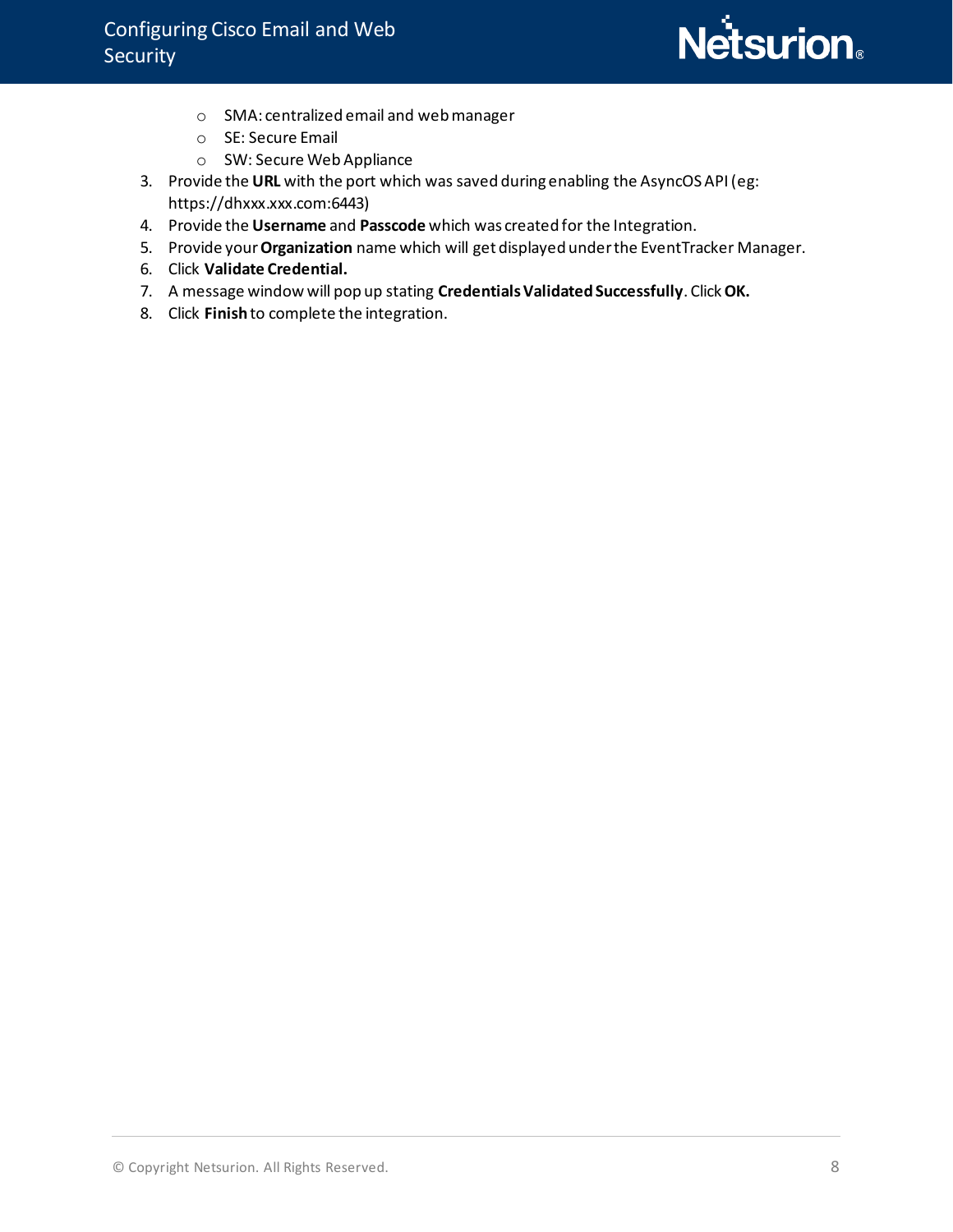- SMA: centralized email and web manager
   - SE: Secure Email
   - SW: Secure Web Appliance
3. Provide the **URL** with the port which was saved during enabling the AsyncOS API (eg: https://dhxxx.xxx.com:6443)
4. Provide the **Username** and **Passcode** which was created for the Integration.
5. Provide your **Organization** name which will get displayed under the EventTracker Manager.
6. Click **Validate Credential.**
7. A message window will pop up stating **Credentials Validated Successfully**. Click **OK.**
8. Click **Finish** to complete the integration.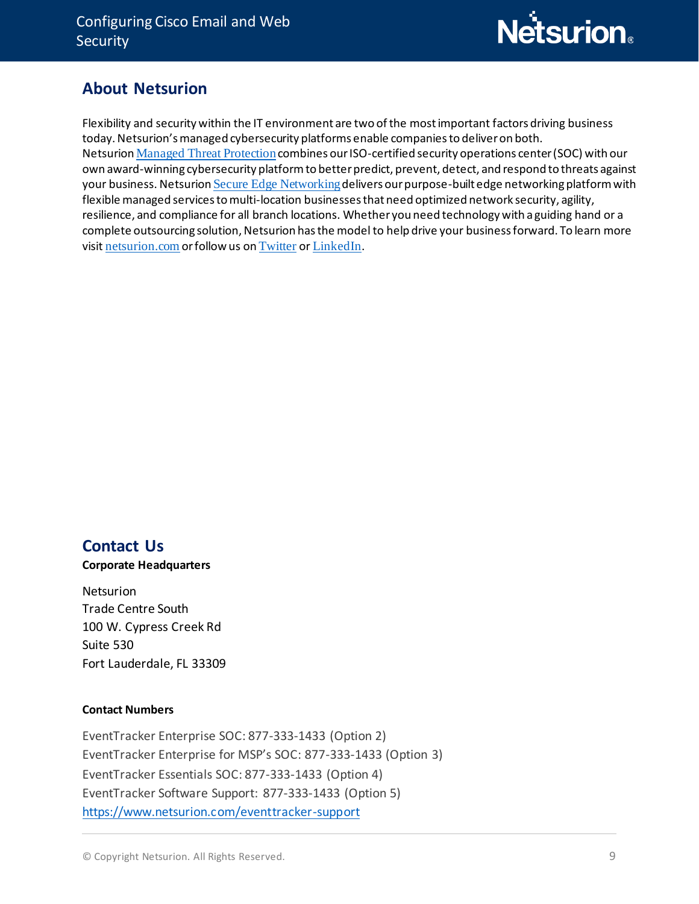## About Netsurion

Flexibility and security within the IT environment are two of the most important factors driving business today. Netsurion's managed cybersecurity platforms enable companies to deliver on both. Netsurion Managed Threat Protection combines our ISO-certified security operations center (SOC) with our own award-winning cybersecurity platform to better predict, prevent, detect, and respond to threats against your business. Netsurion Secure Edge Networking delivers our purpose-built edge networking platform with flexible managed services to multi-location businesses that need optimized network security, agility, resilience, and compliance for all branch locations. Whether you need technology with a guiding hand or a complete outsourcing solution, Netsurion has the model to help drive your business forward. To learn more visit netsurion.com or follow us on Twitter or LinkedIn.

## Contact Us

**Corporate Headquarters**

Netsurion
Trade Centre South
100 W. Cypress Creek Rd
Suite 530
Fort Lauderdale, FL 33309

**Contact Numbers**

EventTracker Enterprise SOC: 877-333-1433 (Option 2)
EventTracker Enterprise for MSP's SOC: 877-333-1433 (Option 3)
EventTracker Essentials SOC: 877-333-1433 (Option 4)
EventTracker Software Support: 877-333-1433 (Option 5)
https://www.netsurion.com/eventtracker-support